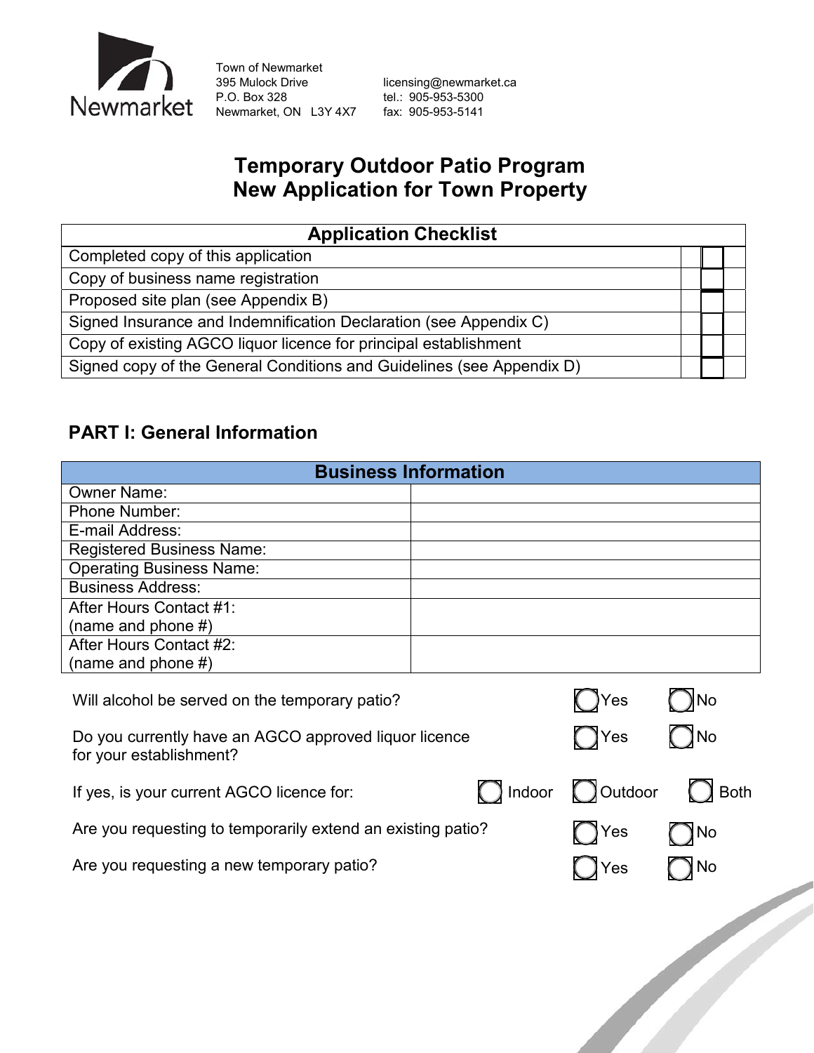Newmarket

Town of Newmarket
395 Mulock Drive
P.O. Box 328
Newmarket, ON L3Y 4X7

licensing@newmarket.ca
tel.: 905-953-5300
fax: 905-953-5141

# Temporary Outdoor Patio Program
# New Application for Town Property

| Application Checklist | |
|---|---|
| Completed copy of this application | ☐ |
| Copy of business name registration | ☐ |
| Proposed site plan (see Appendix B) | ☐ |
| Signed Insurance and Indemnification Declaration (see Appendix C) | ☐ |
| Copy of existing AGCO liquor licence for principal establishment | ☐ |
| Signed copy of the General Conditions and Guidelines (see Appendix D) | ☐ |

## PART I: General Information

| Business Information | |
|---|---|
| Owner Name: | |
| Phone Number: | |
| E-mail Address: | |
| Registered Business Name: | |
| Operating Business Name: | |
| Business Address: | |
| After Hours Contact #1: (name and phone #) | |
| After Hours Contact #2: (name and phone #) | |

Will alcohol be served on the temporary patio? ◯ Yes ◯ No

Do you currently have an AGCO approved liquor licence for your establishment? ◯ Yes ◯ No

If yes, is your current AGCO licence for: ◯ Indoor ◯ Outdoor ◯ Both

Are you requesting to temporarily extend an existing patio? ◯ Yes ◯ No

Are you requesting a new temporary patio? ◯ Yes ◯ No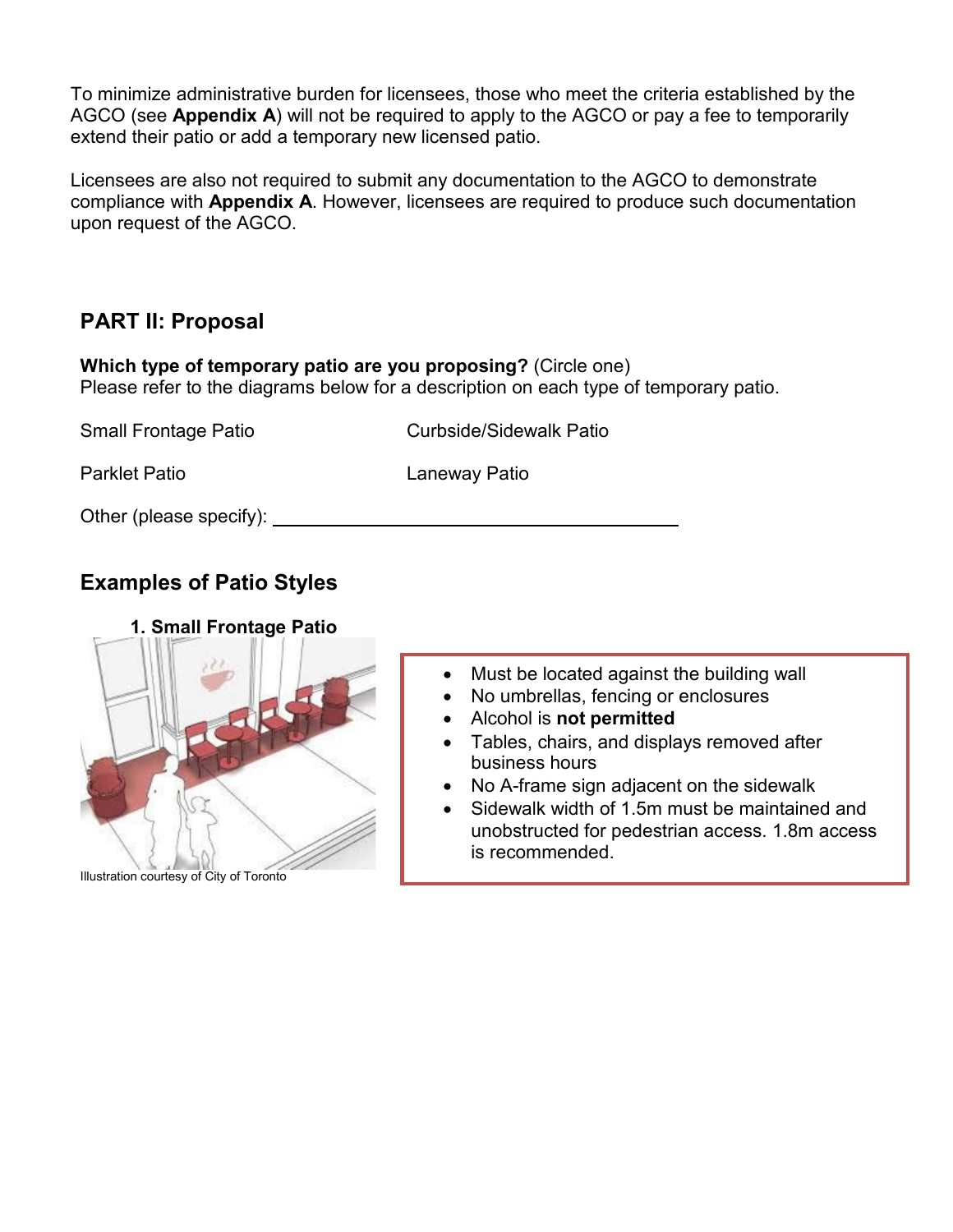To minimize administrative burden for licensees, those who meet the criteria established by the AGCO (see **Appendix A**) will not be required to apply to the AGCO or pay a fee to temporarily extend their patio or add a temporary new licensed patio.

Licensees are also not required to submit any documentation to the AGCO to demonstrate compliance with **Appendix A**. However, licensees are required to produce such documentation upon request of the AGCO.

## PART II: Proposal

**Which type of temporary patio are you proposing?** (Circle one)
Please refer to the diagrams below for a description on each type of temporary patio.

Small Frontage Patio

Curbside/Sidewalk Patio

Parklet Patio

Laneway Patio

Other (please specify): ________________________________

## Examples of Patio Styles

### 1. Small Frontage Patio

Illustration courtesy of City of Toronto

- Must be located against the building wall
- No umbrellas, fencing or enclosures
- Alcohol is **not permitted**
- Tables, chairs, and displays removed after business hours
- No A-frame sign adjacent on the sidewalk
- Sidewalk width of 1.5m must be maintained and unobstructed for pedestrian access. 1.8m access is recommended.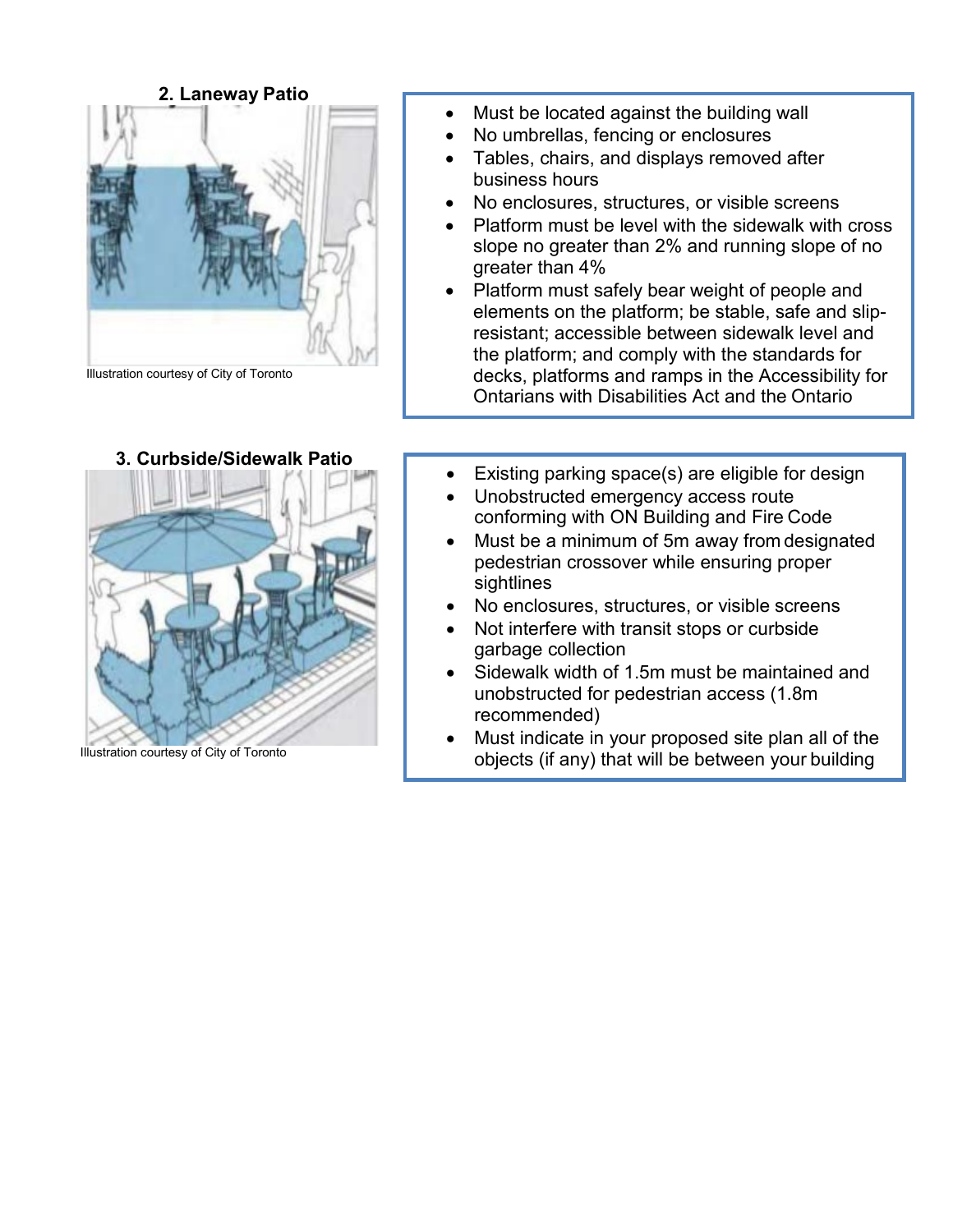### 2. Laneway Patio

Illustration courtesy of City of Toronto

- Must be located against the building wall
- No umbrellas, fencing or enclosures
- Tables, chairs, and displays removed after business hours
- No enclosures, structures, or visible screens
- Platform must be level with the sidewalk with cross slope no greater than 2% and running slope of no greater than 4%
- Platform must safely bear weight of people and elements on the platform; be stable, safe and slip-resistant; accessible between sidewalk level and the platform; and comply with the standards for decks, platforms and ramps in the Accessibility for Ontarians with Disabilities Act and the Ontario

### 3. Curbside/Sidewalk Patio

Illustration courtesy of City of Toronto

- Existing parking space(s) are eligible for design
- Unobstructed emergency access route conforming with ON Building and Fire Code
- Must be a minimum of 5m away from designated pedestrian crossover while ensuring proper sightlines
- No enclosures, structures, or visible screens
- Not interfere with transit stops or curbside garbage collection
- Sidewalk width of 1.5m must be maintained and unobstructed for pedestrian access (1.8m recommended)
- Must indicate in your proposed site plan all of the objects (if any) that will be between your building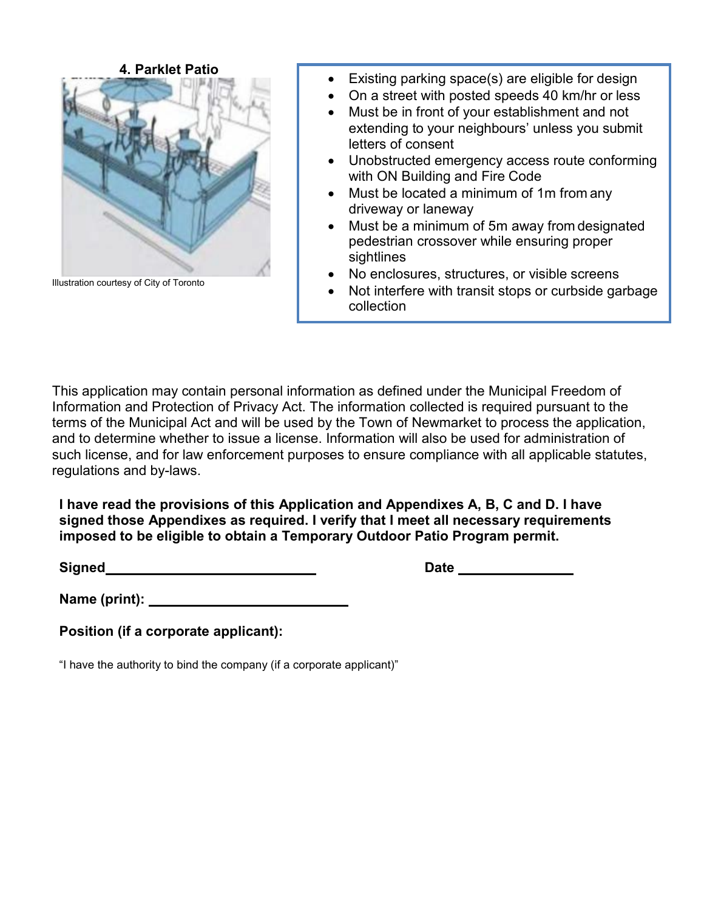**4. Parklet Patio**

Illustration courtesy of City of Toronto

- Existing parking space(s) are eligible for design
- On a street with posted speeds 40 km/hr or less
- Must be in front of your establishment and not extending to your neighbours' unless you submit letters of consent
- Unobstructed emergency access route conforming with ON Building and Fire Code
- Must be located a minimum of 1m from any driveway or laneway
- Must be a minimum of 5m away from designated pedestrian crossover while ensuring proper sightlines
- No enclosures, structures, or visible screens
- Not interfere with transit stops or curbside garbage collection

This application may contain personal information as defined under the Municipal Freedom of Information and Protection of Privacy Act. The information collected is required pursuant to the terms of the Municipal Act and will be used by the Town of Newmarket to process the application, and to determine whether to issue a license. Information will also be used for administration of such license, and for law enforcement purposes to ensure compliance with all applicable statutes, regulations and by-laws.

**I have read the provisions of this Application and Appendixes A, B, C and D. I have signed those Appendixes as required. I verify that I meet all necessary requirements imposed to be eligible to obtain a Temporary Outdoor Patio Program permit.**

**Signed**____________________________ **Date** ______________

**Name (print):** __________________________

**Position (if a corporate applicant):**

"I have the authority to bind the company (if a corporate applicant)"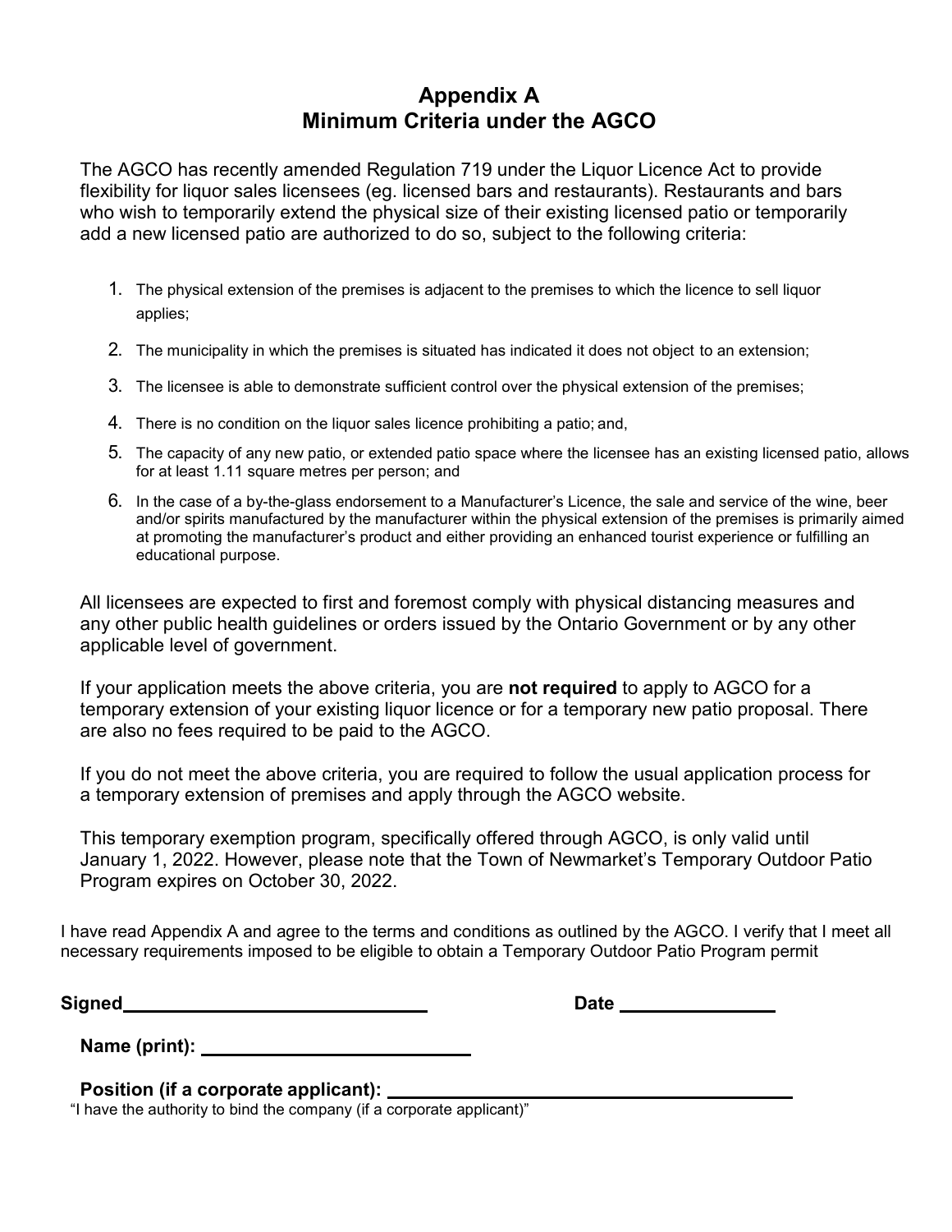# Appendix A
# Minimum Criteria under the AGCO

The AGCO has recently amended Regulation 719 under the Liquor Licence Act to provide flexibility for liquor sales licensees (eg. licensed bars and restaurants). Restaurants and bars who wish to temporarily extend the physical size of their existing licensed patio or temporarily add a new licensed patio are authorized to do so, subject to the following criteria:

1. The physical extension of the premises is adjacent to the premises to which the licence to sell liquor applies;
2. The municipality in which the premises is situated has indicated it does not object to an extension;
3. The licensee is able to demonstrate sufficient control over the physical extension of the premises;
4. There is no condition on the liquor sales licence prohibiting a patio; and,
5. The capacity of any new patio, or extended patio space where the licensee has an existing licensed patio, allows for at least 1.11 square metres per person; and
6. In the case of a by-the-glass endorsement to a Manufacturer's Licence, the sale and service of the wine, beer and/or spirits manufactured by the manufacturer within the physical extension of the premises is primarily aimed at promoting the manufacturer's product and either providing an enhanced tourist experience or fulfilling an educational purpose.

All licensees are expected to first and foremost comply with physical distancing measures and any other public health guidelines or orders issued by the Ontario Government or by any other applicable level of government.

If your application meets the above criteria, you are **not required** to apply to AGCO for a temporary extension of your existing liquor licence or for a temporary new patio proposal. There are also no fees required to be paid to the AGCO.

If you do not meet the above criteria, you are required to follow the usual application process for a temporary extension of premises and apply through the AGCO website.

This temporary exemption program, specifically offered through AGCO, is only valid until January 1, 2022. However, please note that the Town of Newmarket's Temporary Outdoor Patio Program expires on October 30, 2022.

I have read Appendix A and agree to the terms and conditions as outlined by the AGCO. I verify that I meet all necessary requirements imposed to be eligible to obtain a Temporary Outdoor Patio Program permit

**Signed** ______________________________ **Date** _______________

**Name (print):** __________________________

**Position (if a corporate applicant):** ________________________________________

"I have the authority to bind the company (if a corporate applicant)"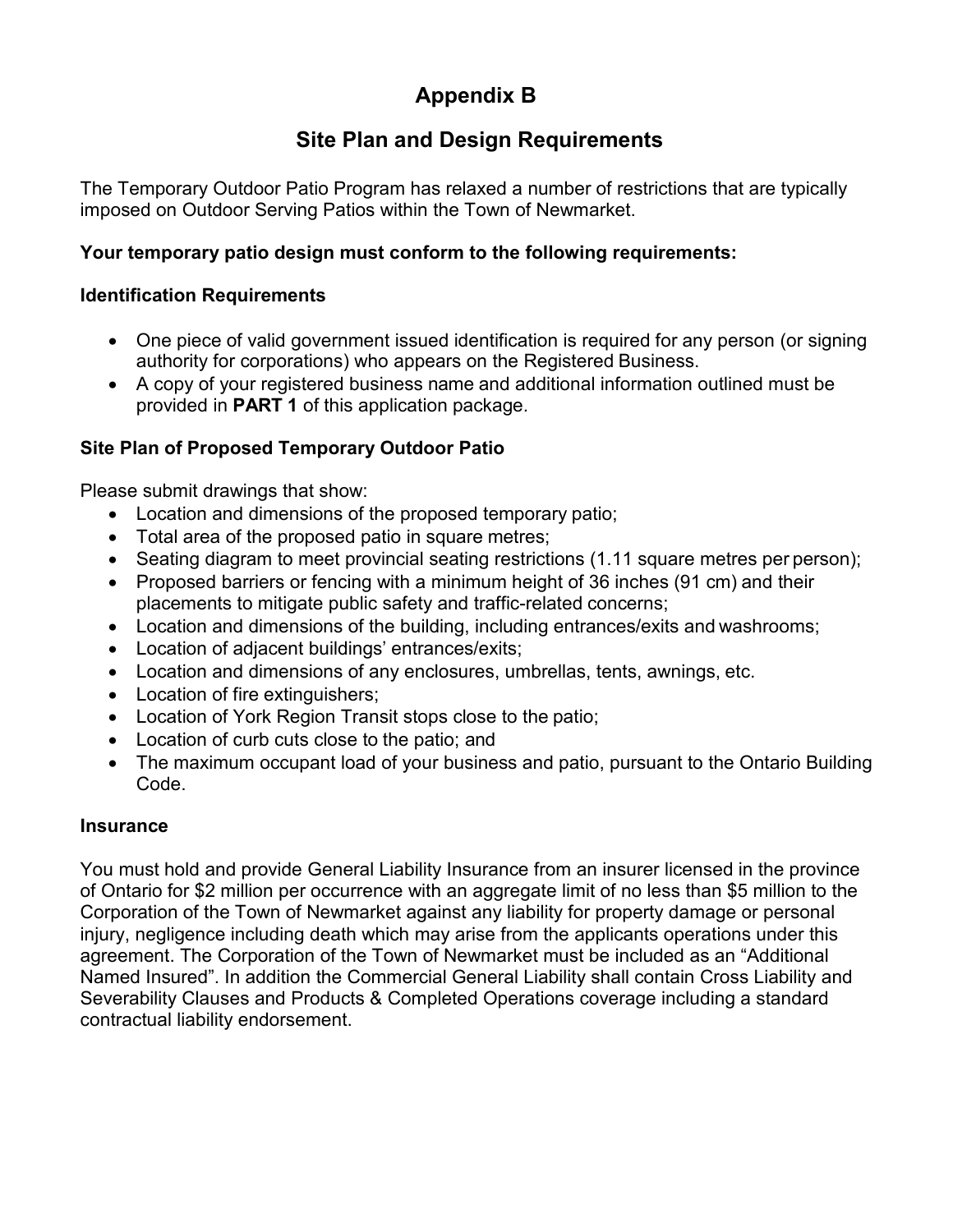# Appendix B

## Site Plan and Design Requirements

The Temporary Outdoor Patio Program has relaxed a number of restrictions that are typically imposed on Outdoor Serving Patios within the Town of Newmarket.

**Your temporary patio design must conform to the following requirements:**

### Identification Requirements

- One piece of valid government issued identification is required for any person (or signing authority for corporations) who appears on the Registered Business.
- A copy of your registered business name and additional information outlined must be provided in **PART 1** of this application package.

### Site Plan of Proposed Temporary Outdoor Patio

Please submit drawings that show:

- Location and dimensions of the proposed temporary patio;
- Total area of the proposed patio in square metres;
- Seating diagram to meet provincial seating restrictions (1.11 square metres per person);
- Proposed barriers or fencing with a minimum height of 36 inches (91 cm) and their placements to mitigate public safety and traffic-related concerns;
- Location and dimensions of the building, including entrances/exits and washrooms;
- Location of adjacent buildings' entrances/exits;
- Location and dimensions of any enclosures, umbrellas, tents, awnings, etc.
- Location of fire extinguishers;
- Location of York Region Transit stops close to the patio;
- Location of curb cuts close to the patio; and
- The maximum occupant load of your business and patio, pursuant to the Ontario Building Code.

### Insurance

You must hold and provide General Liability Insurance from an insurer licensed in the province of Ontario for $2 million per occurrence with an aggregate limit of no less than $5 million to the Corporation of the Town of Newmarket against any liability for property damage or personal injury, negligence including death which may arise from the applicants operations under this agreement. The Corporation of the Town of Newmarket must be included as an "Additional Named Insured". In addition the Commercial General Liability shall contain Cross Liability and Severability Clauses and Products & Completed Operations coverage including a standard contractual liability endorsement.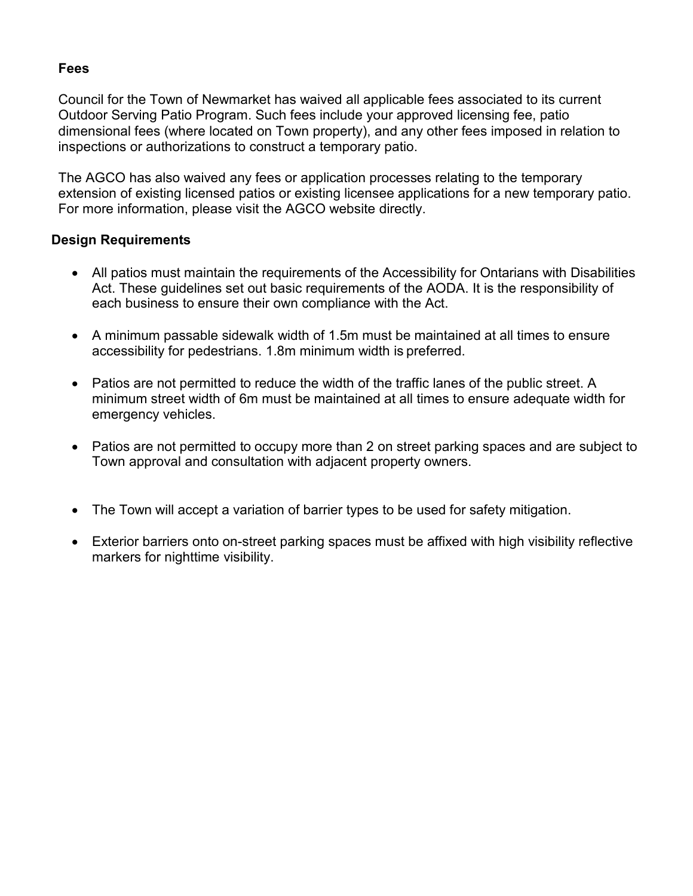## Fees

Council for the Town of Newmarket has waived all applicable fees associated to its current Outdoor Serving Patio Program. Such fees include your approved licensing fee, patio dimensional fees (where located on Town property), and any other fees imposed in relation to inspections or authorizations to construct a temporary patio.

The AGCO has also waived any fees or application processes relating to the temporary extension of existing licensed patios or existing licensee applications for a new temporary patio. For more information, please visit the AGCO website directly.

## Design Requirements

- All patios must maintain the requirements of the Accessibility for Ontarians with Disabilities Act. These guidelines set out basic requirements of the AODA. It is the responsibility of each business to ensure their own compliance with the Act.
- A minimum passable sidewalk width of 1.5m must be maintained at all times to ensure accessibility for pedestrians. 1.8m minimum width is preferred.
- Patios are not permitted to reduce the width of the traffic lanes of the public street. A minimum street width of 6m must be maintained at all times to ensure adequate width for emergency vehicles.
- Patios are not permitted to occupy more than 2 on street parking spaces and are subject to Town approval and consultation with adjacent property owners.
- The Town will accept a variation of barrier types to be used for safety mitigation.
- Exterior barriers onto on-street parking spaces must be affixed with high visibility reflective markers for nighttime visibility.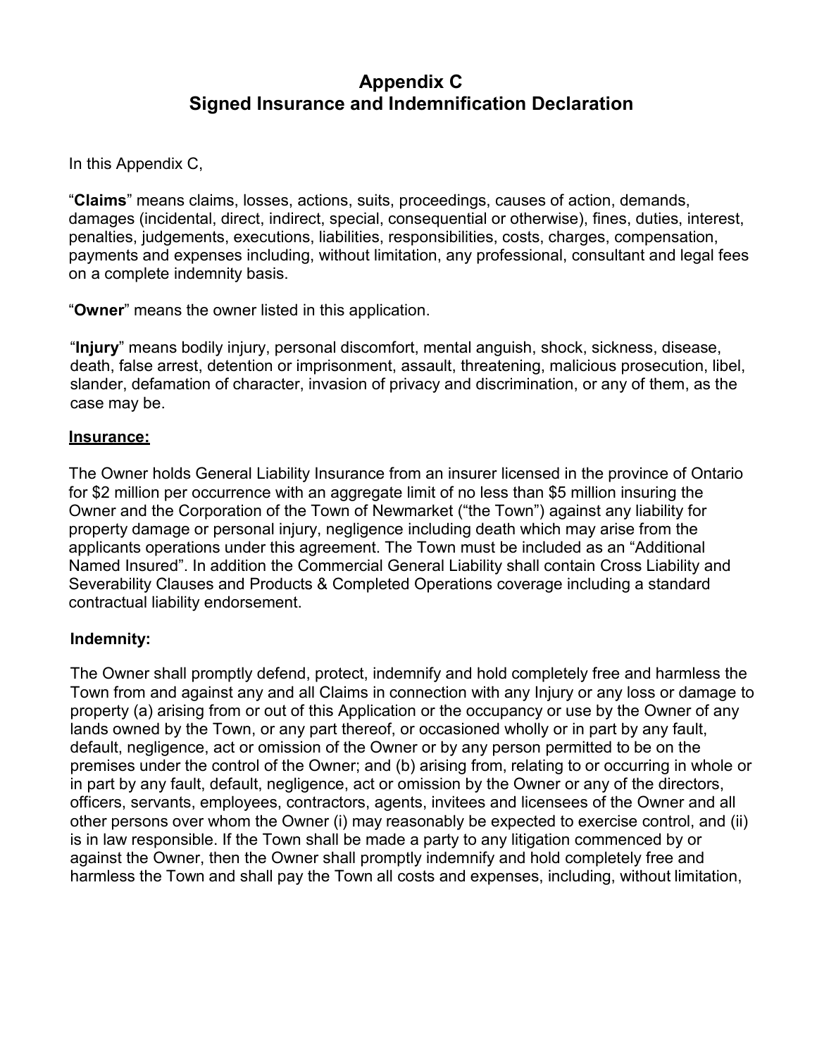# Appendix C
## Signed Insurance and Indemnification Declaration

In this Appendix C,

"**Claims**" means claims, losses, actions, suits, proceedings, causes of action, demands, damages (incidental, direct, indirect, special, consequential or otherwise), fines, duties, interest, penalties, judgements, executions, liabilities, responsibilities, costs, charges, compensation, payments and expenses including, without limitation, any professional, consultant and legal fees on a complete indemnity basis.

"**Owner**" means the owner listed in this application.

"**Injury**" means bodily injury, personal discomfort, mental anguish, shock, sickness, disease, death, false arrest, detention or imprisonment, assault, threatening, malicious prosecution, libel, slander, defamation of character, invasion of privacy and discrimination, or any of them, as the case may be.

**Insurance:**

The Owner holds General Liability Insurance from an insurer licensed in the province of Ontario for $2 million per occurrence with an aggregate limit of no less than $5 million insuring the Owner and the Corporation of the Town of Newmarket ("the Town") against any liability for property damage or personal injury, negligence including death which may arise from the applicants operations under this agreement. The Town must be included as an "Additional Named Insured". In addition the Commercial General Liability shall contain Cross Liability and Severability Clauses and Products & Completed Operations coverage including a standard contractual liability endorsement.

**Indemnity:**

The Owner shall promptly defend, protect, indemnify and hold completely free and harmless the Town from and against any and all Claims in connection with any Injury or any loss or damage to property (a) arising from or out of this Application or the occupancy or use by the Owner of any lands owned by the Town, or any part thereof, or occasioned wholly or in part by any fault, default, negligence, act or omission of the Owner or by any person permitted to be on the premises under the control of the Owner; and (b) arising from, relating to or occurring in whole or in part by any fault, default, negligence, act or omission by the Owner or any of the directors, officers, servants, employees, contractors, agents, invitees and licensees of the Owner and all other persons over whom the Owner (i) may reasonably be expected to exercise control, and (ii) is in law responsible. If the Town shall be made a party to any litigation commenced by or against the Owner, then the Owner shall promptly indemnify and hold completely free and harmless the Town and shall pay the Town all costs and expenses, including, without limitation,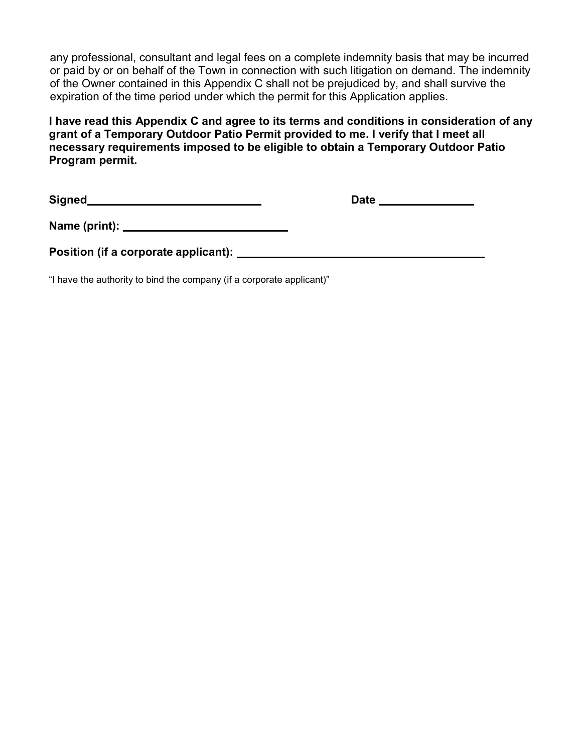any professional, consultant and legal fees on a complete indemnity basis that may be incurred or paid by or on behalf of the Town in connection with such litigation on demand. The indemnity of the Owner contained in this Appendix C shall not be prejudiced by, and shall survive the expiration of the time period under which the permit for this Application applies.

**I have read this Appendix C and agree to its terms and conditions in consideration of any grant of a Temporary Outdoor Patio Permit provided to me. I verify that I meet all necessary requirements imposed to be eligible to obtain a Temporary Outdoor Patio Program permit.**

**Signed**______________________________ **Date** ________________

**Name (print):** ____________________________

**Position (if a corporate applicant):** __________________________________________

"I have the authority to bind the company (if a corporate applicant)"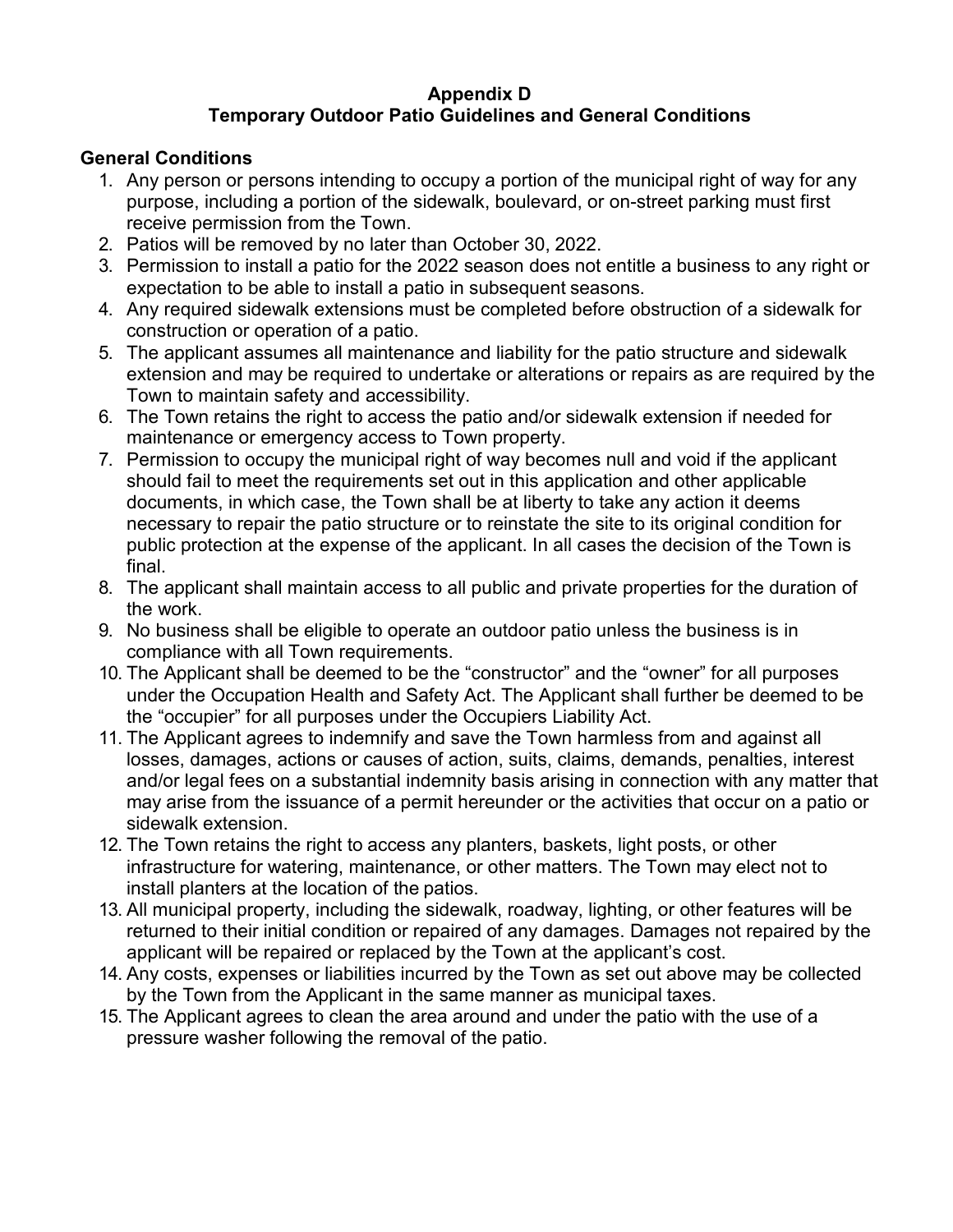# Appendix D
# Temporary Outdoor Patio Guidelines and General Conditions

## General Conditions

1. Any person or persons intending to occupy a portion of the municipal right of way for any purpose, including a portion of the sidewalk, boulevard, or on-street parking must first receive permission from the Town.
2. Patios will be removed by no later than October 30, 2022.
3. Permission to install a patio for the 2022 season does not entitle a business to any right or expectation to be able to install a patio in subsequent seasons.
4. Any required sidewalk extensions must be completed before obstruction of a sidewalk for construction or operation of a patio.
5. The applicant assumes all maintenance and liability for the patio structure and sidewalk extension and may be required to undertake or alterations or repairs as are required by the Town to maintain safety and accessibility.
6. The Town retains the right to access the patio and/or sidewalk extension if needed for maintenance or emergency access to Town property.
7. Permission to occupy the municipal right of way becomes null and void if the applicant should fail to meet the requirements set out in this application and other applicable documents, in which case, the Town shall be at liberty to take any action it deems necessary to repair the patio structure or to reinstate the site to its original condition for public protection at the expense of the applicant. In all cases the decision of the Town is final.
8. The applicant shall maintain access to all public and private properties for the duration of the work.
9. No business shall be eligible to operate an outdoor patio unless the business is in compliance with all Town requirements.
10. The Applicant shall be deemed to be the "constructor" and the "owner" for all purposes under the Occupation Health and Safety Act. The Applicant shall further be deemed to be the "occupier" for all purposes under the Occupiers Liability Act.
11. The Applicant agrees to indemnify and save the Town harmless from and against all losses, damages, actions or causes of action, suits, claims, demands, penalties, interest and/or legal fees on a substantial indemnity basis arising in connection with any matter that may arise from the issuance of a permit hereunder or the activities that occur on a patio or sidewalk extension.
12. The Town retains the right to access any planters, baskets, light posts, or other infrastructure for watering, maintenance, or other matters. The Town may elect not to install planters at the location of the patios.
13. All municipal property, including the sidewalk, roadway, lighting, or other features will be returned to their initial condition or repaired of any damages. Damages not repaired by the applicant will be repaired or replaced by the Town at the applicant's cost.
14. Any costs, expenses or liabilities incurred by the Town as set out above may be collected by the Town from the Applicant in the same manner as municipal taxes.
15. The Applicant agrees to clean the area around and under the patio with the use of a pressure washer following the removal of the patio.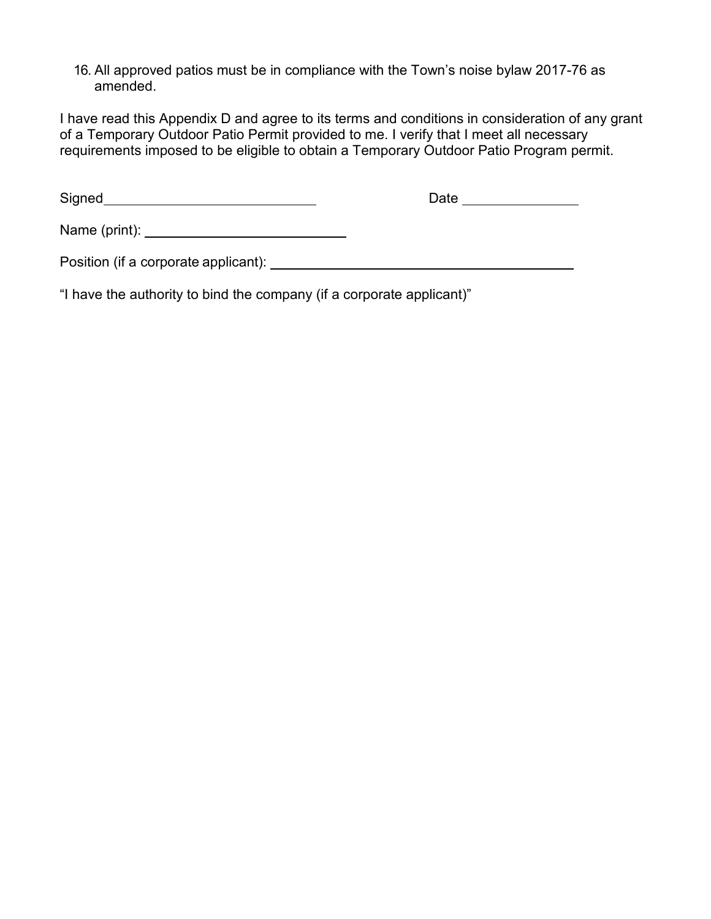16. All approved patios must be in compliance with the Town's noise bylaw 2017-76 as amended.

I have read this Appendix D and agree to its terms and conditions in consideration of any grant of a Temporary Outdoor Patio Permit provided to me. I verify that I meet all necessary requirements imposed to be eligible to obtain a Temporary Outdoor Patio Program permit.

Signed____________________________ Date _______________

Name (print): ____________________________

Position (if a corporate applicant): ________________________________________

"I have the authority to bind the company (if a corporate applicant)"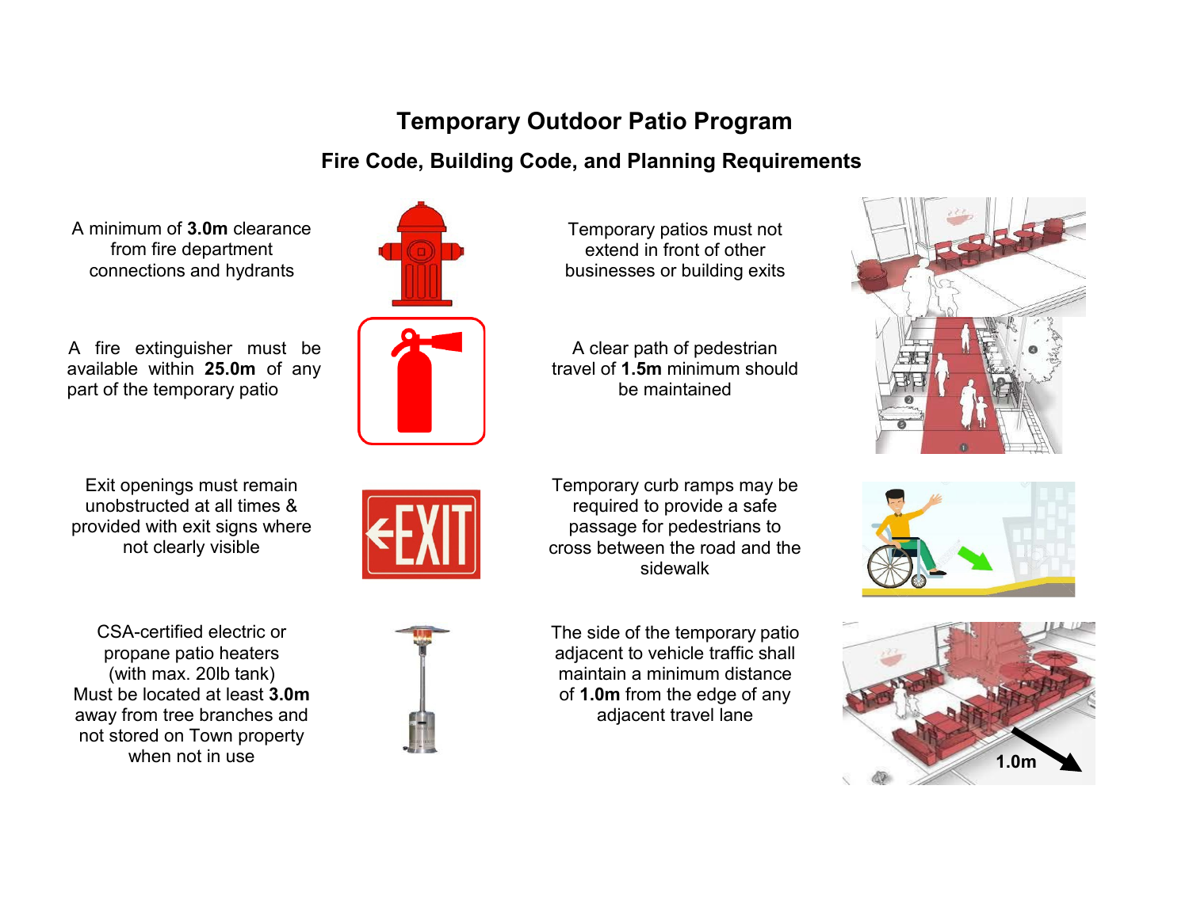# Temporary Outdoor Patio Program

## Fire Code, Building Code, and Planning Requirements

A minimum of **3.0m** clearance from fire department connections and hydrants

A fire extinguisher must be available within **25.0m** of any part of the temporary patio

Exit openings must remain unobstructed at all times & provided with exit signs where not clearly visible

CSA-certified electric or propane patio heaters (with max. 20lb tank) Must be located at least **3.0m** away from tree branches and not stored on Town property when not in use

Temporary patios must not extend in front of other businesses or building exits

A clear path of pedestrian travel of **1.5m** minimum should be maintained

Temporary curb ramps may be required to provide a safe passage for pedestrians to cross between the road and the sidewalk

The side of the temporary patio adjacent to vehicle traffic shall maintain a minimum distance of **1.0m** from the edge of any adjacent travel lane

1.0m